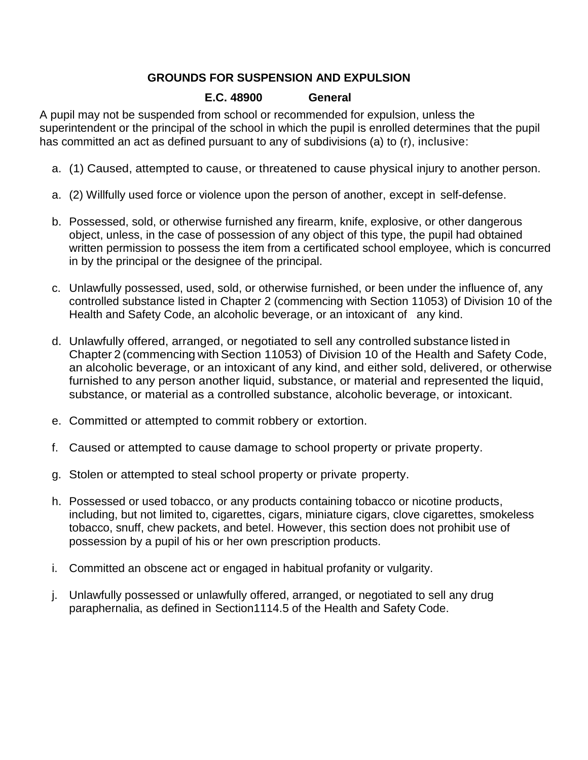## GROUNDS FOR SUSPENSION AND EXPULSION

### E.C. 48900 General

A pupil may not be suspended from school or recommended for expulsion, unless the superintendent or the principal of the school in which the pupil is enrolled determines that the pupil has committed an act as defined pursuant to any of subdivisions (a) to (r), inclusive:

a. (1) Caused, attempted to cause, or threatened to cause physical injury to another person.

a. (2) Willfully used force or violence upon the person of another, except in self-defense.

b. Possessed, sold, or otherwise furnished any firearm, knife, explosive, or other dangerous object, unless, in the case of possession of any object of this type, the pupil had obtained written permission to possess the item from a certificated school employee, which is concurred in by the principal or the designee of the principal.

c. Unlawfully possessed, used, sold, or otherwise furnished, or been under the influence of, any controlled substance listed in Chapter 2 (commencing with Section 11053) of Division 10 of the Health and Safety Code, an alcoholic beverage, or an intoxicant of any kind.

d. Unlawfully offered, arranged, or negotiated to sell any controlled substance listed in Chapter 2 (commencing with Section 11053) of Division 10 of the Health and Safety Code, an alcoholic beverage, or an intoxicant of any kind, and either sold, delivered, or otherwise furnished to any person another liquid, substance, or material and represented the liquid, substance, or material as a controlled substance, alcoholic beverage, or intoxicant.

e. Committed or attempted to commit robbery or extortion.

f. Caused or attempted to cause damage to school property or private property.

g. Stolen or attempted to steal school property or private property.

h. Possessed or used tobacco, or any products containing tobacco or nicotine products, including, but not limited to, cigarettes, cigars, miniature cigars, clove cigarettes, smokeless tobacco, snuff, chew packets, and betel. However, this section does not prohibit use of possession by a pupil of his or her own prescription products.

i. Committed an obscene act or engaged in habitual profanity or vulgarity.

j. Unlawfully possessed or unlawfully offered, arranged, or negotiated to sell any drug paraphernalia, as defined in Section1114.5 of the Health and Safety Code.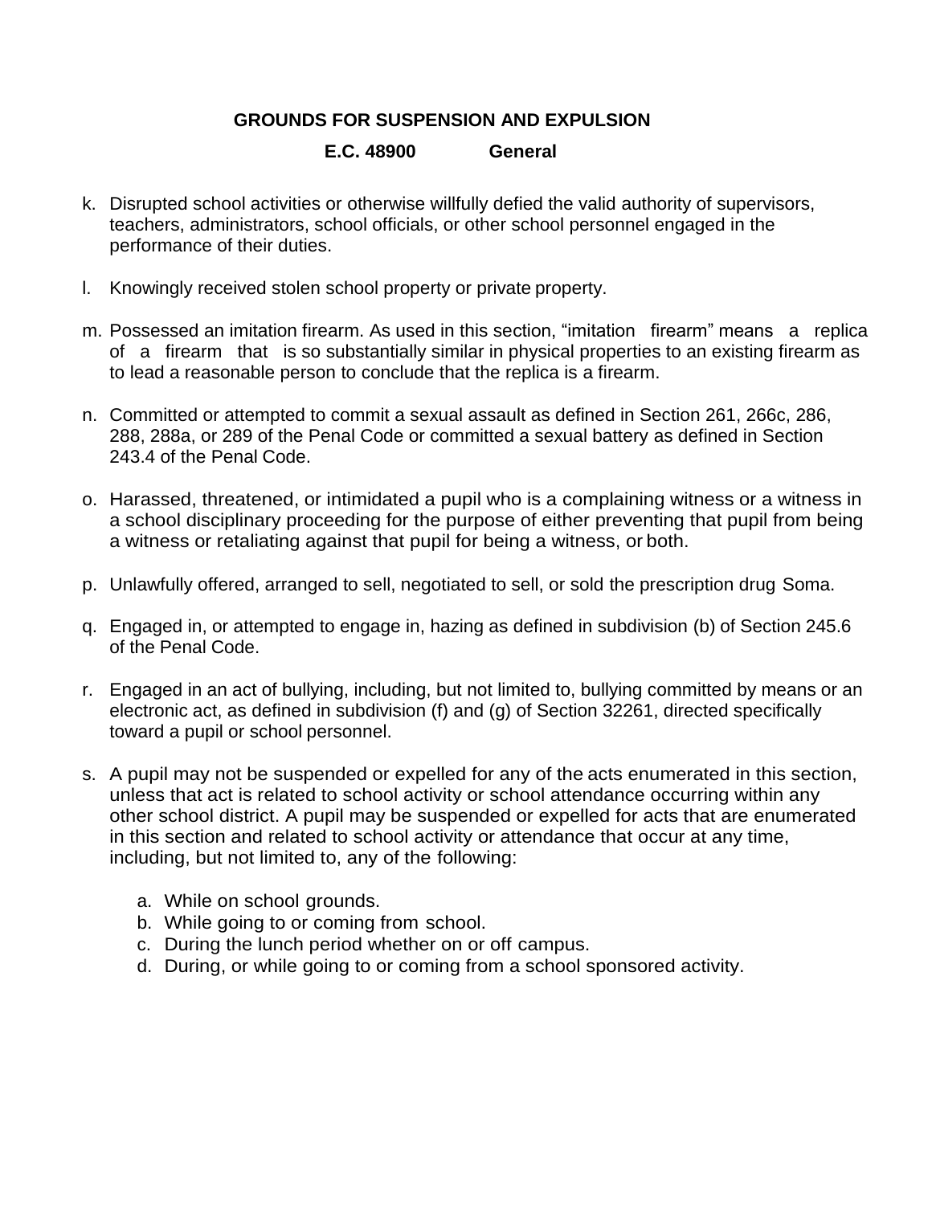**GROUNDS FOR SUSPENSION AND EXPULSION**

**E.C. 48900 General**

k. Disrupted school activities or otherwise willfully defied the valid authority of supervisors, teachers, administrators, school officials, or other school personnel engaged in the performance of their duties.

l. Knowingly received stolen school property or private property.

m. Possessed an imitation firearm. As used in this section, “imitation firearm” means a replica of a firearm that is so substantially similar in physical properties to an existing firearm as to lead a reasonable person to conclude that the replica is a firearm.

n. Committed or attempted to commit a sexual assault as defined in Section 261, 266c, 286, 288, 288a, or 289 of the Penal Code or committed a sexual battery as defined in Section 243.4 of the Penal Code.

o. Harassed, threatened, or intimidated a pupil who is a complaining witness or a witness in a school disciplinary proceeding for the purpose of either preventing that pupil from being a witness or retaliating against that pupil for being a witness, or both.

p. Unlawfully offered, arranged to sell, negotiated to sell, or sold the prescription drug Soma.

q. Engaged in, or attempted to engage in, hazing as defined in subdivision (b) of Section 245.6 of the Penal Code.

r. Engaged in an act of bullying, including, but not limited to, bullying committed by means or an electronic act, as defined in subdivision (f) and (g) of Section 32261, directed specifically toward a pupil or school personnel.

s. A pupil may not be suspended or expelled for any of the acts enumerated in this section, unless that act is related to school activity or school attendance occurring within any other school district. A pupil may be suspended or expelled for acts that are enumerated in this section and related to school activity or attendance that occur at any time, including, but not limited to, any of the following:

    a. While on school grounds.
    b. While going to or coming from school.
    c. During the lunch period whether on or off campus.
    d. During, or while going to or coming from a school sponsored activity.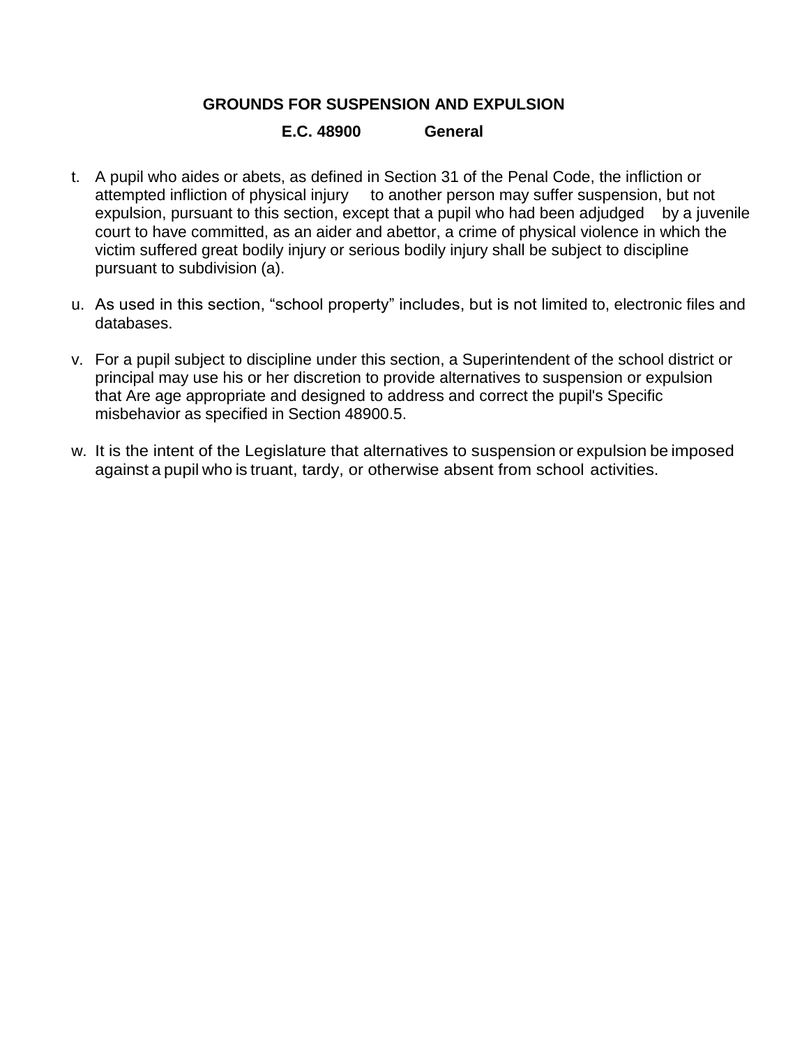**GROUNDS FOR SUSPENSION AND EXPULSION**

**E.C. 48900 General**

t. A pupil who aides or abets, as defined in Section 31 of the Penal Code, the infliction or attempted infliction of physical injury to another person may suffer suspension, but not expulsion, pursuant to this section, except that a pupil who had been adjudged by a juvenile court to have committed, as an aider and abettor, a crime of physical violence in which the victim suffered great bodily injury or serious bodily injury shall be subject to discipline pursuant to subdivision (a).

u. As used in this section, "school property" includes, but is not limited to, electronic files and databases.

v. For a pupil subject to discipline under this section, a Superintendent of the school district or principal may use his or her discretion to provide alternatives to suspension or expulsion that Are age appropriate and designed to address and correct the pupil's Specific misbehavior as specified in Section 48900.5.

w. It is the intent of the Legislature that alternatives to suspension or expulsion be imposed against a pupil who is truant, tardy, or otherwise absent from school activities.